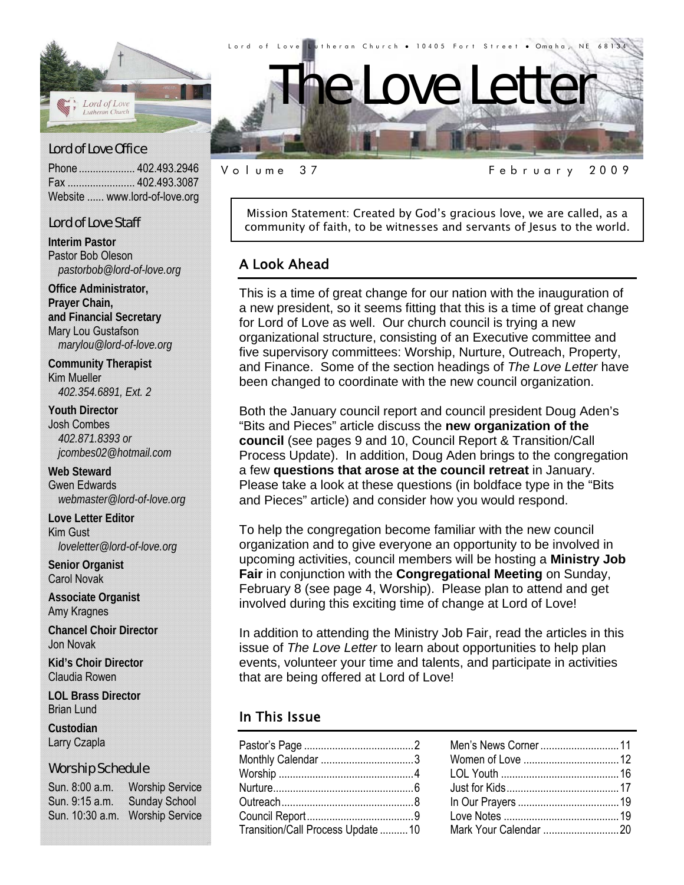Lord of Love Lutheran Church • 10405 Fort Street • Omaha, NE 68134

# The Love Letter

Volume 37 February 2009

## Lord of Love Office

Phone .................... 402.493.2946
Fax ........................ 402.493.3087
Website ...... www.lord-of-love.org

## Lord of Love Staff

**Interim Pastor**
Pastor Bob Oleson
*pastorbob@lord-of-love.org*

**Office Administrator, Prayer Chain, and Financial Secretary**
Mary Lou Gustafson
*marylou@lord-of-love.org*

**Community Therapist**
Kim Mueller
*402.354.6891, Ext. 2*

**Youth Director**
Josh Combes
*402.871.8393 or jcombes02@hotmail.com*

**Web Steward**
Gwen Edwards
*webmaster@lord-of-love.org*

**Love Letter Editor**
Kim Gust
*loveletter@lord-of-love.org*

**Senior Organist**
Carol Novak

**Associate Organist**
Amy Kragnes

**Chancel Choir Director**
Jon Novak

**Kid's Choir Director**
Claudia Rowen

**LOL Brass Director**
Brian Lund

**Custodian**
Larry Czapla

## Worship Schedule

| | |
|---|---|
| Sun. 8:00 a.m. | Worship Service |
| Sun. 9:15 a.m. | Sunday School |
| Sun. 10:30 a.m. | Worship Service |

Mission Statement: Created by God's gracious love, we are called, as a community of faith, to be witnesses and servants of Jesus to the world.

## A Look Ahead

This is a time of great change for our nation with the inauguration of a new president, so it seems fitting that this is a time of great change for Lord of Love as well. Our church council is trying a new organizational structure, consisting of an Executive committee and five supervisory committees: Worship, Nurture, Outreach, Property, and Finance. Some of the section headings of *The Love Letter* have been changed to coordinate with the new council organization.

Both the January council report and council president Doug Aden's "Bits and Pieces" article discuss the **new organization of the council** (see pages 9 and 10, Council Report & Transition/Call Process Update). In addition, Doug Aden brings to the congregation a few **questions that arose at the council retreat** in January. Please take a look at these questions (in boldface type in the "Bits and Pieces" article) and consider how you would respond.

To help the congregation become familiar with the new council organization and to give everyone an opportunity to be involved in upcoming activities, council members will be hosting a **Ministry Job Fair** in conjunction with the **Congregational Meeting** on Sunday, February 8 (see page 4, Worship). Please plan to attend and get involved during this exciting time of change at Lord of Love!

In addition to attending the Ministry Job Fair, read the articles in this issue of *The Love Letter* to learn about opportunities to help plan events, volunteer your time and talents, and participate in activities that are being offered at Lord of Love!

## In This Issue

| | | | |
|---|---|---|---|
| Pastor's Page | 2 | Men's News Corner | 11 |
| Monthly Calendar | 3 | Women of Love | 12 |
| Worship | 4 | LOL Youth | 16 |
| Nurture | 6 | Just for Kids | 17 |
| Outreach | 8 | In Our Prayers | 19 |
| Council Report | 9 | Love Notes | 19 |
| Transition/Call Process Update | 10 | Mark Your Calendar | 20 |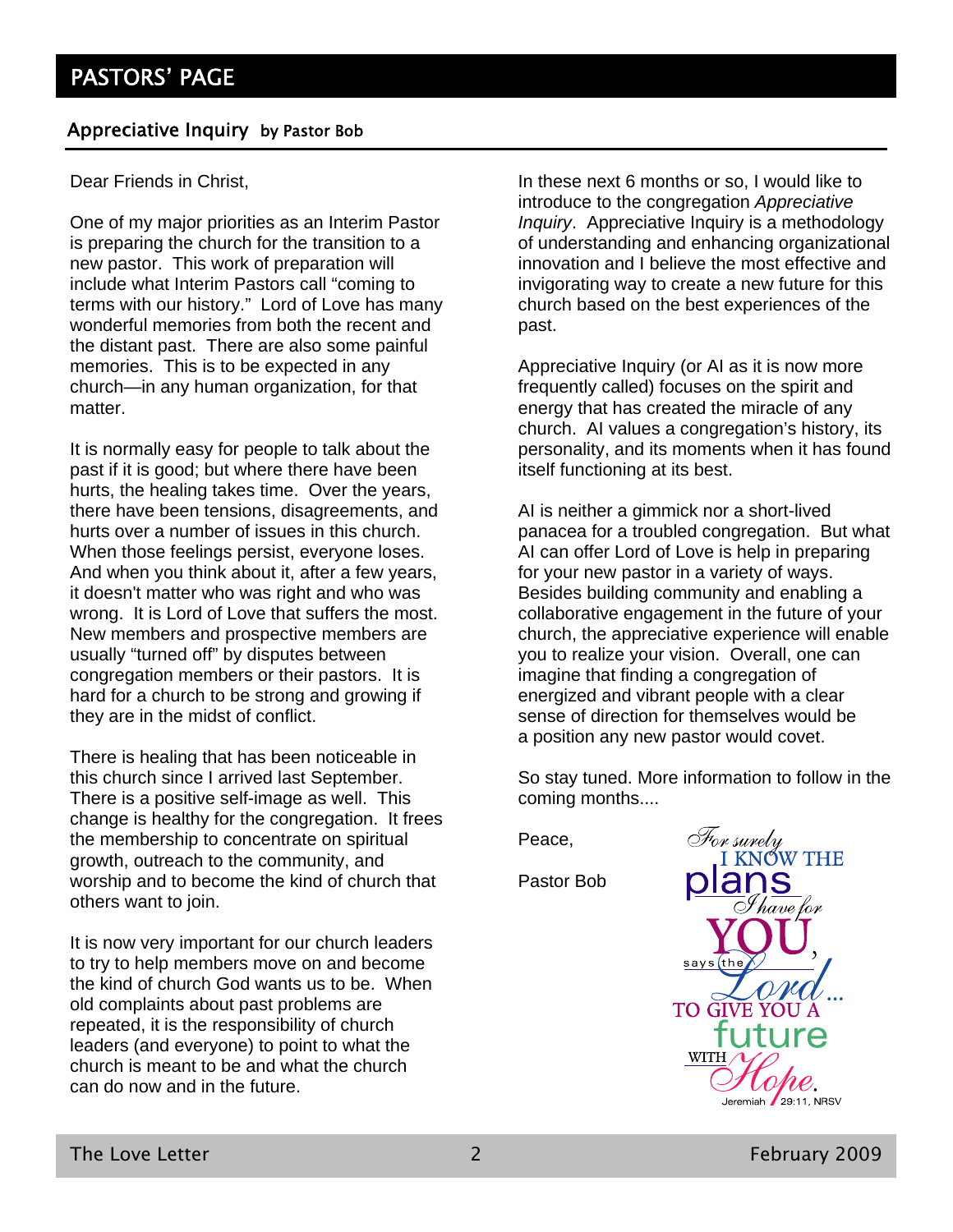# PASTORS' PAGE

## Appreciative Inquiry by Pastor Bob

Dear Friends in Christ,

One of my major priorities as an Interim Pastor is preparing the church for the transition to a new pastor. This work of preparation will include what Interim Pastors call "coming to terms with our history." Lord of Love has many wonderful memories from both the recent and the distant past. There are also some painful memories. This is to be expected in any church—in any human organization, for that matter.

It is normally easy for people to talk about the past if it is good; but where there have been hurts, the healing takes time. Over the years, there have been tensions, disagreements, and hurts over a number of issues in this church. When those feelings persist, everyone loses. And when you think about it, after a few years, it doesn't matter who was right and who was wrong. It is Lord of Love that suffers the most. New members and prospective members are usually "turned off" by disputes between congregation members or their pastors. It is hard for a church to be strong and growing if they are in the midst of conflict.

There is healing that has been noticeable in this church since I arrived last September. There is a positive self-image as well. This change is healthy for the congregation. It frees the membership to concentrate on spiritual growth, outreach to the community, and worship and to become the kind of church that others want to join.

It is now very important for our church leaders to try to help members move on and become the kind of church God wants us to be. When old complaints about past problems are repeated, it is the responsibility of church leaders (and everyone) to point to what the church is meant to be and what the church can do now and in the future.

In these next 6 months or so, I would like to introduce to the congregation *Appreciative Inquiry*. Appreciative Inquiry is a methodology of understanding and enhancing organizational innovation and I believe the most effective and invigorating way to create a new future for this church based on the best experiences of the past.

Appreciative Inquiry (or AI as it is now more frequently called) focuses on the spirit and energy that has created the miracle of any church. AI values a congregation's history, its personality, and its moments when it has found itself functioning at its best.

AI is neither a gimmick nor a short-lived panacea for a troubled congregation. But what AI can offer Lord of Love is help in preparing for your new pastor in a variety of ways. Besides building community and enabling a collaborative engagement in the future of your church, the appreciative experience will enable you to realize your vision. Overall, one can imagine that finding a congregation of energized and vibrant people with a clear sense of direction for themselves would be a position any new pastor would covet.

So stay tuned. More information to follow in the coming months....

Peace,

Pastor Bob

For surely I KNOW THE plans I have for YOU, says the Lord... TO GIVE YOU A future WITH Hope.
Jeremiah 29:11, NRSV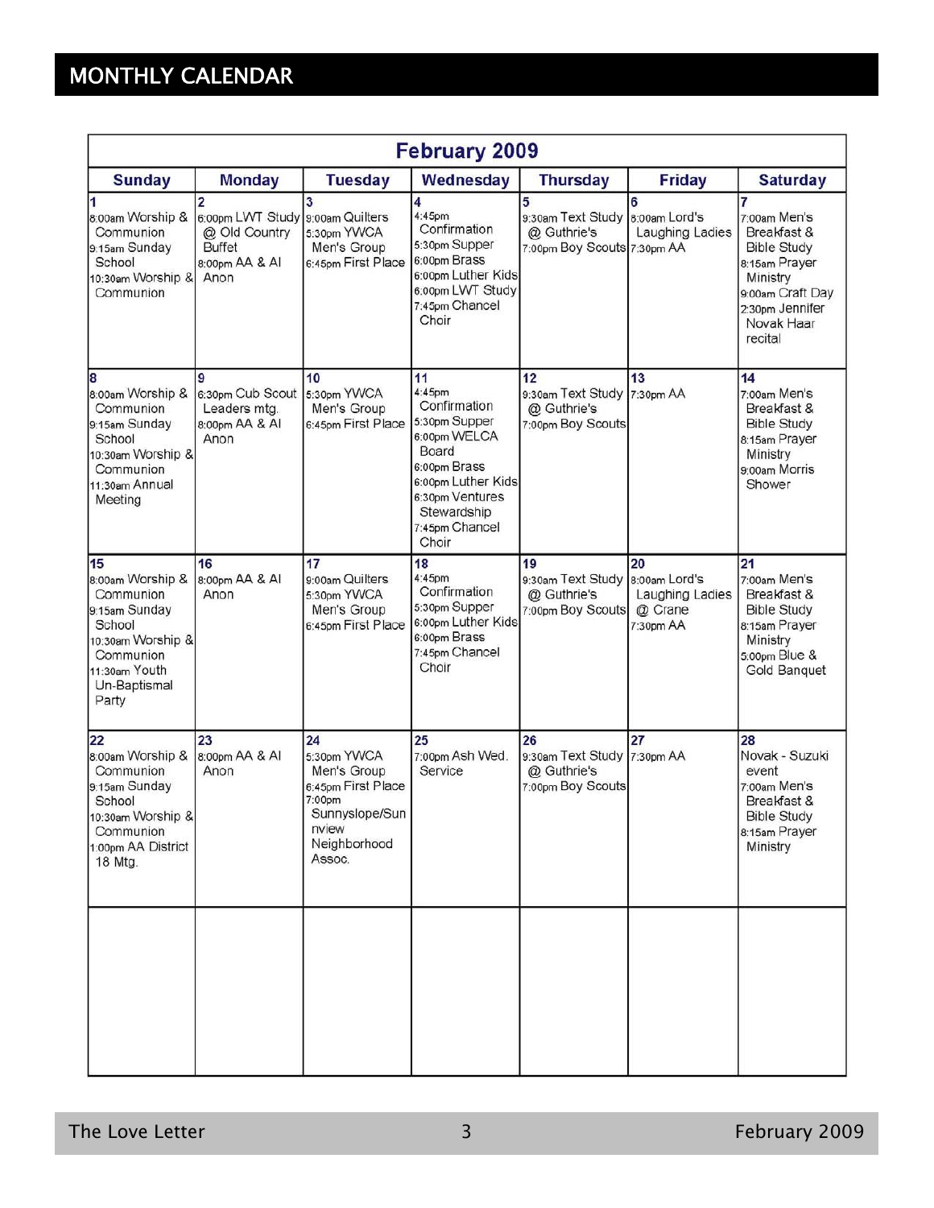## MONTHLY CALENDAR

**February 2009**

| Sunday | Monday | Tuesday | Wednesday | Thursday | Friday | Saturday |
|---|---|---|---|---|---|---|
| **1**<br>8:00am Worship & Communion<br>9:15am Sunday School<br>10:30am Worship & Communion | **2**<br>6:00pm LWT Study @ Old Country Buffet<br>8:00pm AA & Al Anon | **3**<br>9:00am Quilters<br>5:30pm YWCA Men's Group<br>6:45pm First Place | **4**<br>4:45pm Confirmation<br>5:30pm Supper<br>6:00pm Brass<br>6:00pm Luther Kids<br>6:00pm LWT Study<br>7:45pm Chancel Choir | **5**<br>9:30am Text Study @ Guthrie's<br>7:00pm Boy Scouts | **6**<br>8:00am Lord's Laughing Ladies<br>7:30pm AA | **7**<br>7:00am Men's Breakfast & Bible Study<br>8:15am Prayer Ministry<br>9:00am Craft Day<br>2:30pm Jennifer Novak Haar recital |
| **8**<br>8:00am Worship & Communion<br>9:15am Sunday School<br>10:30am Worship & Communion<br>11:30am Annual Meeting | **9**<br>6:30pm Cub Scout Leaders mtg.<br>8:00pm AA & Al Anon | **10**<br>5:30pm YWCA Men's Group<br>6:45pm First Place | **11**<br>4:45pm Confirmation<br>5:30pm Supper<br>6:00pm WELCA Board<br>6:00pm Brass<br>6:00pm Luther Kids<br>6:30pm Ventures Stewardship<br>7:45pm Chancel Choir | **12**<br>9:30am Text Study @ Guthrie's<br>7:00pm Boy Scouts | **13**<br>7:30pm AA | **14**<br>7:00am Men's Breakfast & Bible Study<br>8:15am Prayer Ministry<br>9:00am Morris Shower |
| **15**<br>8:00am Worship & Communion<br>9:15am Sunday School<br>10:30am Worship & Communion<br>11:30am Youth Un-Baptismal Party | **16**<br>8:00pm AA & Al Anon | **17**<br>9:00am Quilters<br>5:30pm YWCA Men's Group<br>6:45pm First Place | **18**<br>4:45pm Confirmation<br>5:30pm Supper<br>6:00pm Luther Kids<br>6:00pm Brass<br>7:45pm Chancel Choir | **19**<br>9:30am Text Study @ Guthrie's<br>7:00pm Boy Scouts | **20**<br>8:00am Lord's Laughing Ladies @ Crane<br>7:30pm AA | **21**<br>7:00am Men's Breakfast & Bible Study<br>8:15am Prayer Ministry<br>5:00pm Blue & Gold Banquet |
| **22**<br>8:00am Worship & Communion<br>9:15am Sunday School<br>10:30am Worship & Communion<br>1:00pm AA District 18 Mtg. | **23**<br>8:00pm AA & Al Anon | **24**<br>5:30pm YWCA Men's Group<br>6:45pm First Place<br>7:00pm Sunnyslope/Sunnview Neighborhood Assoc. | **25**<br>7:00pm Ash Wed. Service | **26**<br>9:30am Text Study @ Guthrie's<br>7:00pm Boy Scouts | **27**<br>7:30pm AA | **28**<br>Novak - Suzuki event<br>7:00am Men's Breakfast & Bible Study<br>8:15am Prayer Ministry |
| | | | | | | |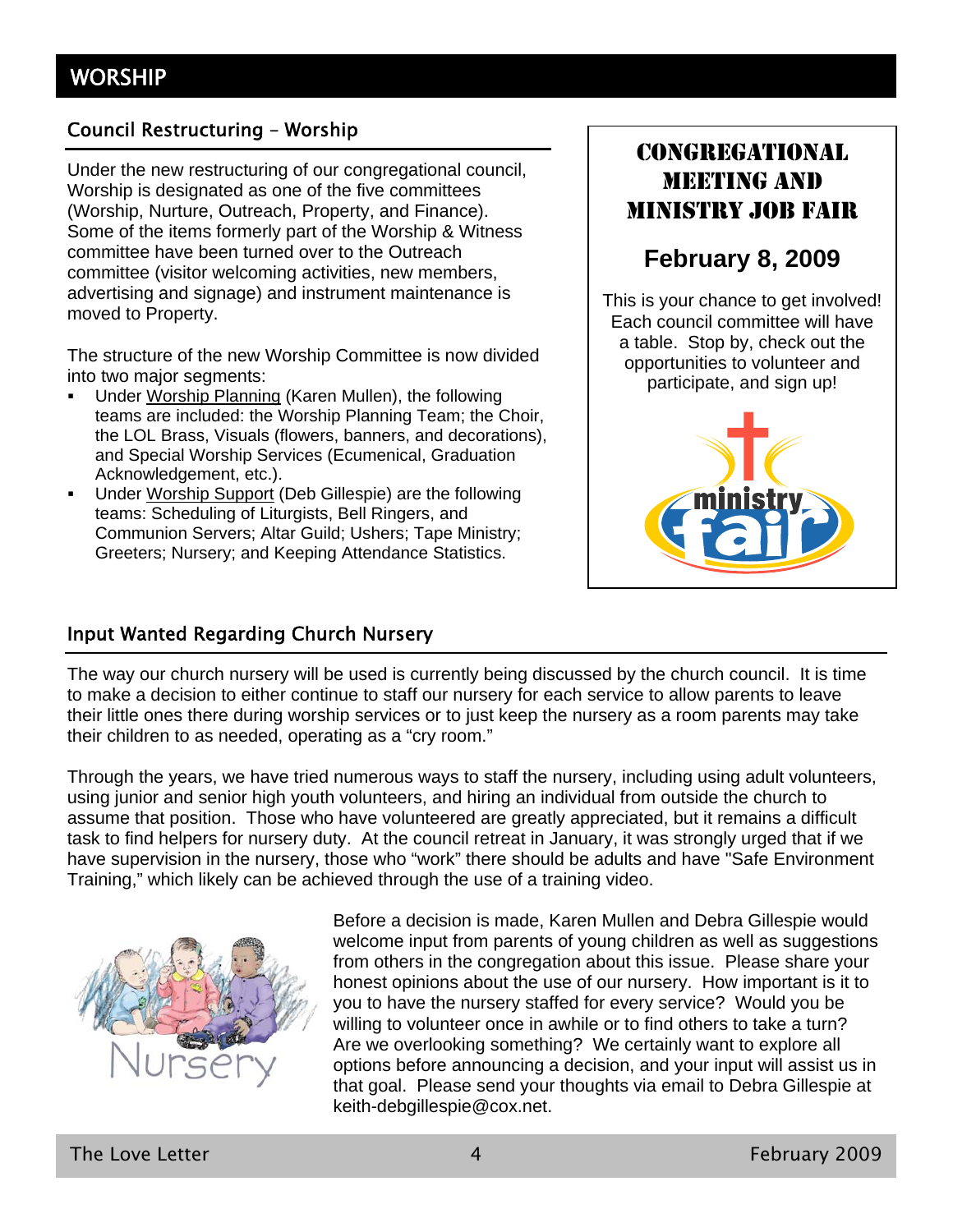# WORSHIP

## Council Restructuring – Worship

Under the new restructuring of our congregational council, Worship is designated as one of the five committees (Worship, Nurture, Outreach, Property, and Finance). Some of the items formerly part of the Worship & Witness committee have been turned over to the Outreach committee (visitor welcoming activities, new members, advertising and signage) and instrument maintenance is moved to Property.

The structure of the new Worship Committee is now divided into two major segments:

- Under Worship Planning (Karen Mullen), the following teams are included: the Worship Planning Team; the Choir, the LOL Brass, Visuals (flowers, banners, and decorations), and Special Worship Services (Ecumenical, Graduation Acknowledgement, etc.).
- Under Worship Support (Deb Gillespie) are the following teams: Scheduling of Liturgists, Bell Ringers, and Communion Servers; Altar Guild; Ushers; Tape Ministry; Greeters; Nursery; and Keeping Attendance Statistics.

## CONGREGATIONAL MEETING AND MINISTRY JOB FAIR

**February 8, 2009**

This is your chance to get involved! Each council committee will have a table. Stop by, check out the opportunities to volunteer and participate, and sign up!

## Input Wanted Regarding Church Nursery

The way our church nursery will be used is currently being discussed by the church council. It is time to make a decision to either continue to staff our nursery for each service to allow parents to leave their little ones there during worship services or to just keep the nursery as a room parents may take their children to as needed, operating as a "cry room."

Through the years, we have tried numerous ways to staff the nursery, including using adult volunteers, using junior and senior high youth volunteers, and hiring an individual from outside the church to assume that position. Those who have volunteered are greatly appreciated, but it remains a difficult task to find helpers for nursery duty. At the council retreat in January, it was strongly urged that if we have supervision in the nursery, those who "work" there should be adults and have "Safe Environment Training," which likely can be achieved through the use of a training video.

Before a decision is made, Karen Mullen and Debra Gillespie would welcome input from parents of young children as well as suggestions from others in the congregation about this issue. Please share your honest opinions about the use of our nursery. How important is it to you to have the nursery staffed for every service? Would you be willing to volunteer once in awhile or to find others to take a turn? Are we overlooking something? We certainly want to explore all options before announcing a decision, and your input will assist us in that goal. Please send your thoughts via email to Debra Gillespie at keith-debgillespie@cox.net.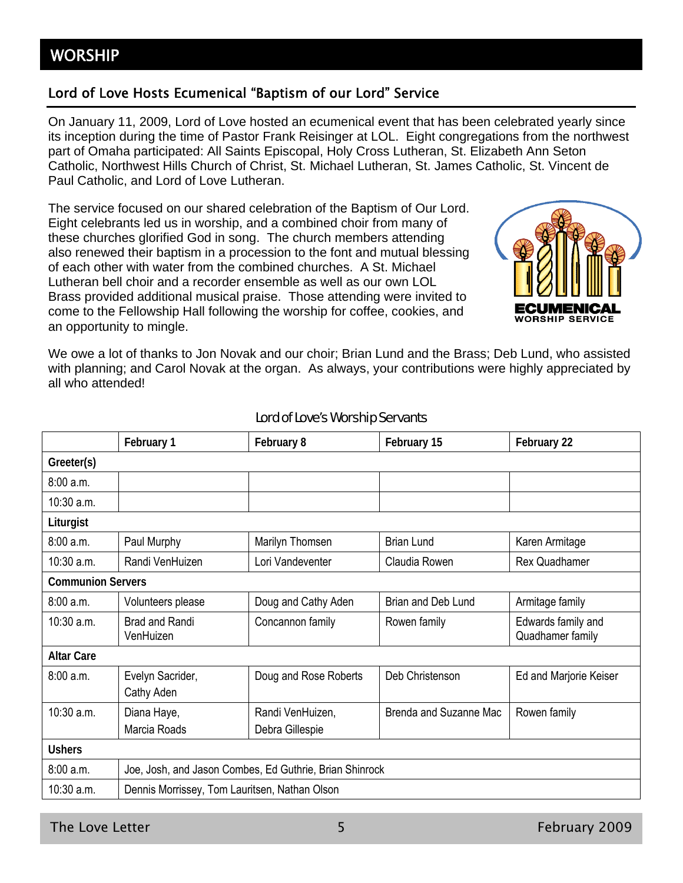# WORSHIP

## Lord of Love Hosts Ecumenical "Baptism of our Lord" Service

On January 11, 2009, Lord of Love hosted an ecumenical event that has been celebrated yearly since its inception during the time of Pastor Frank Reisinger at LOL. Eight congregations from the northwest part of Omaha participated: All Saints Episcopal, Holy Cross Lutheran, St. Elizabeth Ann Seton Catholic, Northwest Hills Church of Christ, St. Michael Lutheran, St. James Catholic, St. Vincent de Paul Catholic, and Lord of Love Lutheran.

The service focused on our shared celebration of the Baptism of Our Lord. Eight celebrants led us in worship, and a combined choir from many of these churches glorified God in song. The church members attending also renewed their baptism in a procession to the font and mutual blessing of each other with water from the combined churches. A St. Michael Lutheran bell choir and a recorder ensemble as well as our own LOL Brass provided additional musical praise. Those attending were invited to come to the Fellowship Hall following the worship for coffee, cookies, and an opportunity to mingle.

ECUMENICAL WORSHIP SERVICE

We owe a lot of thanks to Jon Novak and our choir; Brian Lund and the Brass; Deb Lund, who assisted with planning; and Carol Novak at the organ. As always, your contributions were highly appreciated by all who attended!

### Lord of Love's Worship Servants

| | February 1 | February 8 | February 15 | February 22 |
|---|---|---|---|---|
| **Greeter(s)** | | | | |
| 8:00 a.m. | | | | |
| 10:30 a.m. | | | | |
| **Liturgist** | | | | |
| 8:00 a.m. | Paul Murphy | Marilyn Thomsen | Brian Lund | Karen Armitage |
| 10:30 a.m. | Randi VenHuizen | Lori Vandeventer | Claudia Rowen | Rex Quadhamer |
| **Communion Servers** | | | | |
| 8:00 a.m. | Volunteers please | Doug and Cathy Aden | Brian and Deb Lund | Armitage family |
| 10:30 a.m. | Brad and Randi VenHuizen | Concannon family | Rowen family | Edwards family and Quadhamer family |
| **Altar Care** | | | | |
| 8:00 a.m. | Evelyn Sacrider, Cathy Aden | Doug and Rose Roberts | Deb Christenson | Ed and Marjorie Keiser |
| 10:30 a.m. | Diana Haye, Marcia Roads | Randi VenHuizen, Debra Gillespie | Brenda and Suzanne Mac | Rowen family |
| **Ushers** | | | | |
| 8:00 a.m. | Joe, Josh, and Jason Combes, Ed Guthrie, Brian Shinrock | | | |
| 10:30 a.m. | Dennis Morrissey, Tom Lauritsen, Nathan Olson | | | |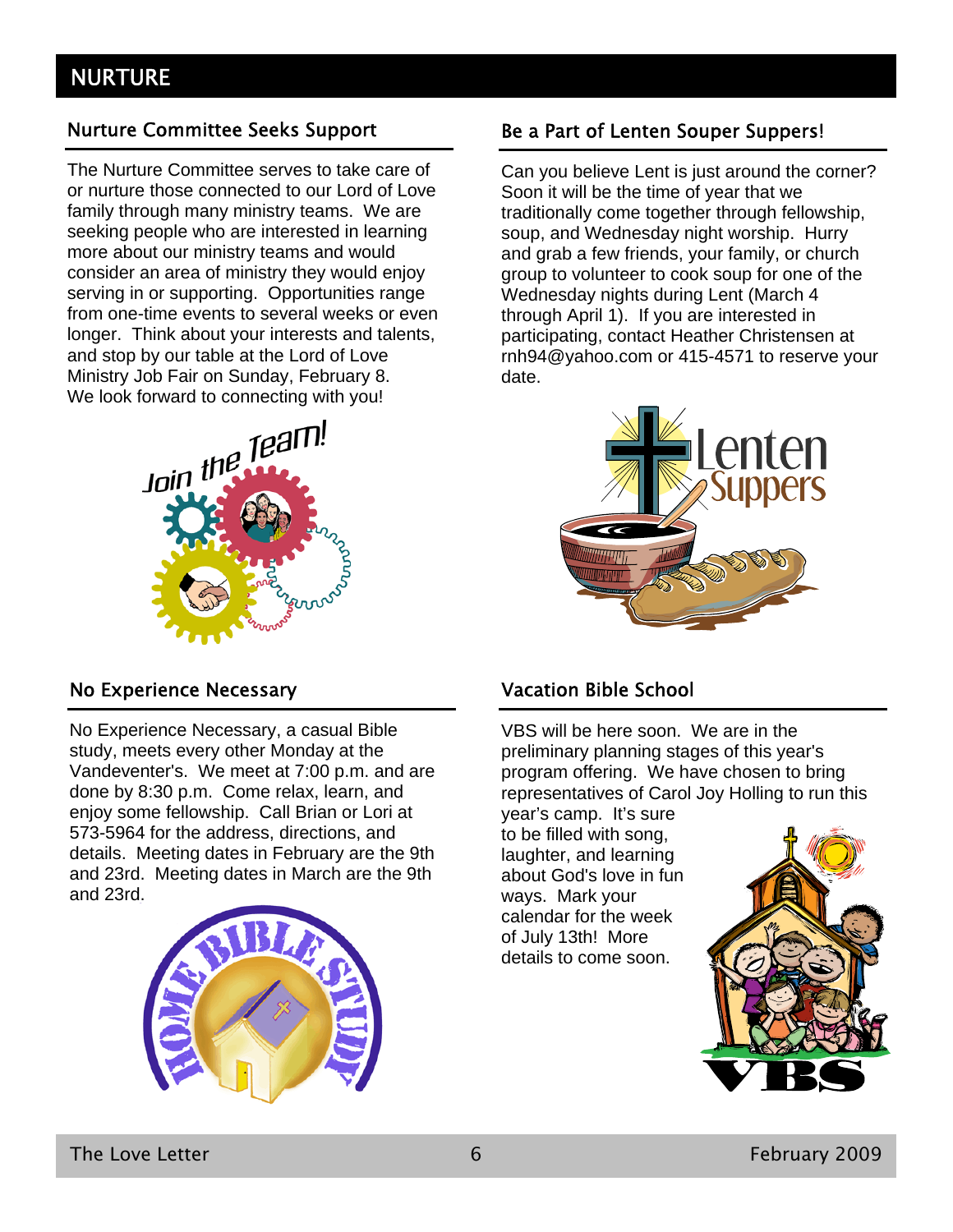# NURTURE

## Nurture Committee Seeks Support

The Nurture Committee serves to take care of or nurture those connected to our Lord of Love family through many ministry teams. We are seeking people who are interested in learning more about our ministry teams and would consider an area of ministry they would enjoy serving in or supporting. Opportunities range from one-time events to several weeks or even longer. Think about your interests and talents, and stop by our table at the Lord of Love Ministry Job Fair on Sunday, February 8. We look forward to connecting with you!

## No Experience Necessary

No Experience Necessary, a casual Bible study, meets every other Monday at the Vandeventer's. We meet at 7:00 p.m. and are done by 8:30 p.m. Come relax, learn, and enjoy some fellowship. Call Brian or Lori at 573-5964 for the address, directions, and details. Meeting dates in February are the 9th and 23rd. Meeting dates in March are the 9th and 23rd.

## Be a Part of Lenten Souper Suppers!

Can you believe Lent is just around the corner? Soon it will be the time of year that we traditionally come together through fellowship, soup, and Wednesday night worship. Hurry and grab a few friends, your family, or church group to volunteer to cook soup for one of the Wednesday nights during Lent (March 4 through April 1). If you are interested in participating, contact Heather Christensen at rnh94@yahoo.com or 415-4571 to reserve your date.

## Vacation Bible School

VBS will be here soon. We are in the preliminary planning stages of this year's program offering. We have chosen to bring representatives of Carol Joy Holling to run this year's camp. It's sure to be filled with song, laughter, and learning about God's love in fun ways. Mark your calendar for the week of July 13th! More details to come soon.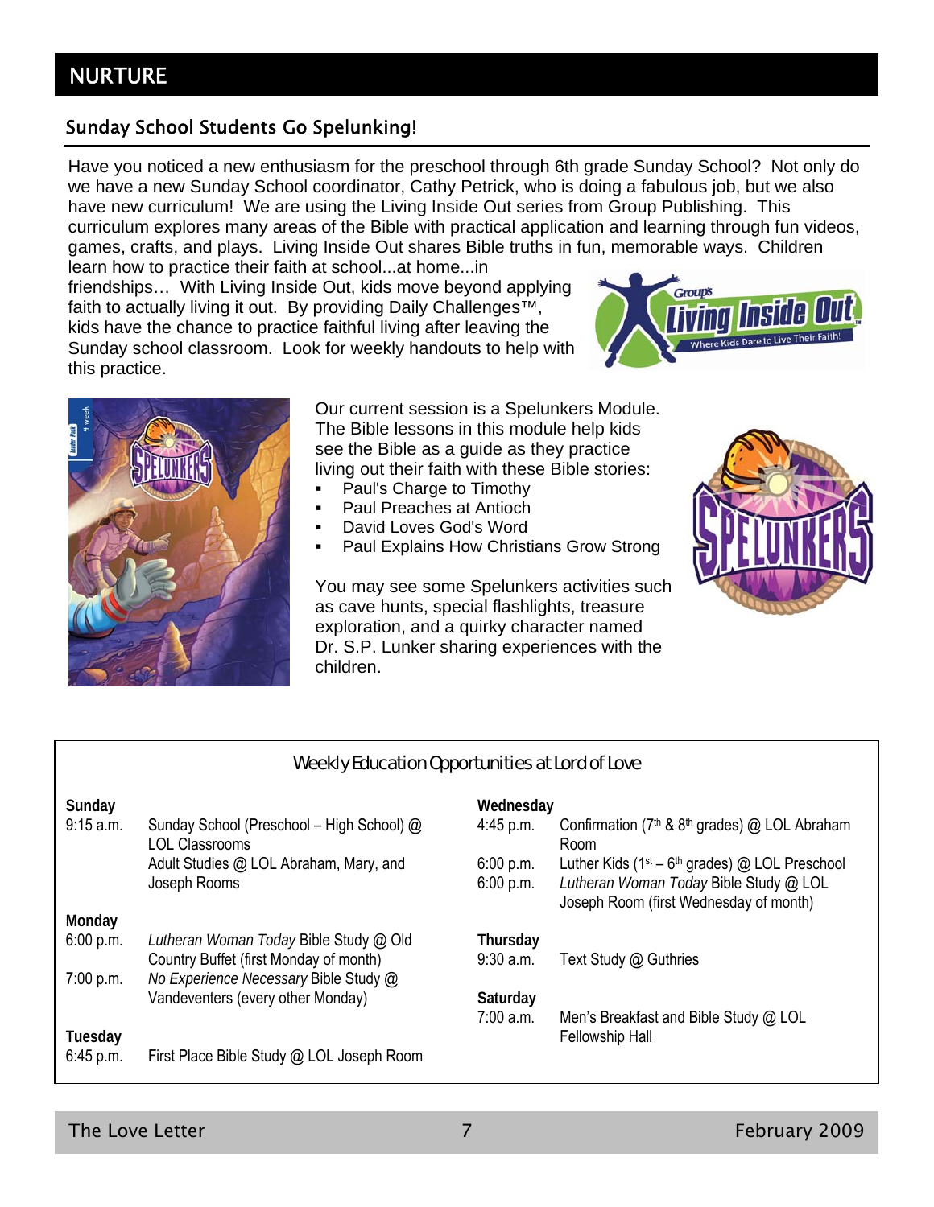# NURTURE

## Sunday School Students Go Spelunking!

Have you noticed a new enthusiasm for the preschool through 6th grade Sunday School? Not only do we have a new Sunday School coordinator, Cathy Petrick, who is doing a fabulous job, but we also have new curriculum! We are using the Living Inside Out series from Group Publishing. This curriculum explores many areas of the Bible with practical application and learning through fun videos, games, crafts, and plays. Living Inside Out shares Bible truths in fun, memorable ways. Children learn how to practice their faith at school...at home...in friendships… With Living Inside Out, kids move beyond applying faith to actually living it out. By providing Daily Challenges™, kids have the chance to practice faithful living after leaving the Sunday school classroom. Look for weekly handouts to help with this practice.

Our current session is a Spelunkers Module. The Bible lessons in this module help kids see the Bible as a guide as they practice living out their faith with these Bible stories:

- Paul's Charge to Timothy
- Paul Preaches at Antioch
- David Loves God's Word
- Paul Explains How Christians Grow Strong

You may see some Spelunkers activities such as cave hunts, special flashlights, treasure exploration, and a quirky character named Dr. S.P. Lunker sharing experiences with the children.

### Weekly Education Opportunities at Lord of Love

**Sunday**

| | |
|---|---|
| 9:15 a.m. | Sunday School (Preschool – High School) @ LOL Classrooms |
| | Adult Studies @ LOL Abraham, Mary, and Joseph Rooms |

**Monday**

| | |
|---|---|
| 6:00 p.m. | *Lutheran Woman Today* Bible Study @ Old Country Buffet (first Monday of month) |
| 7:00 p.m. | *No Experience Necessary* Bible Study @ Vandeventers (every other Monday) |

**Tuesday**

| | |
|---|---|
| 6:45 p.m. | First Place Bible Study @ LOL Joseph Room |

**Wednesday**

| | |
|---|---|
| 4:45 p.m. | Confirmation (7th & 8th grades) @ LOL Abraham Room |
| 6:00 p.m. | Luther Kids (1st – 6th grades) @ LOL Preschool |
| 6:00 p.m. | *Lutheran Woman Today* Bible Study @ LOL Joseph Room (first Wednesday of month) |

**Thursday**

| | |
|---|---|
| 9:30 a.m. | Text Study @ Guthries |

**Saturday**

| | |
|---|---|
| 7:00 a.m. | Men's Breakfast and Bible Study @ LOL Fellowship Hall |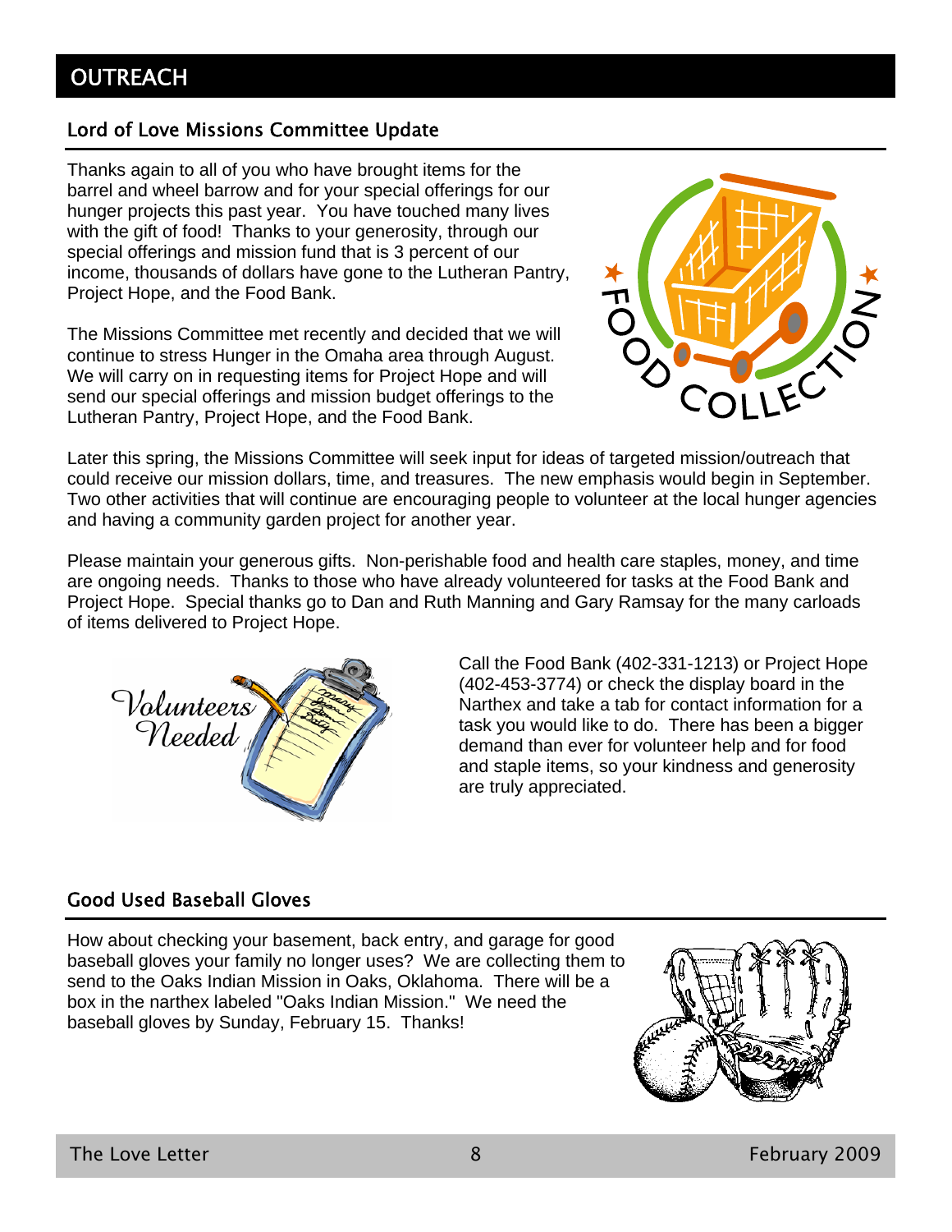# OUTREACH

## Lord of Love Missions Committee Update

Thanks again to all of you who have brought items for the barrel and wheel barrow and for your special offerings for our hunger projects this past year. You have touched many lives with the gift of food! Thanks to your generosity, through our special offerings and mission fund that is 3 percent of our income, thousands of dollars have gone to the Lutheran Pantry, Project Hope, and the Food Bank.

The Missions Committee met recently and decided that we will continue to stress Hunger in the Omaha area through August. We will carry on in requesting items for Project Hope and will send our special offerings and mission budget offerings to the Lutheran Pantry, Project Hope, and the Food Bank.

Later this spring, the Missions Committee will seek input for ideas of targeted mission/outreach that could receive our mission dollars, time, and treasures. The new emphasis would begin in September. Two other activities that will continue are encouraging people to volunteer at the local hunger agencies and having a community garden project for another year.

Please maintain your generous gifts. Non-perishable food and health care staples, money, and time are ongoing needs. Thanks to those who have already volunteered for tasks at the Food Bank and Project Hope. Special thanks go to Dan and Ruth Manning and Gary Ramsay for the many carloads of items delivered to Project Hope.

Call the Food Bank (402-331-1213) or Project Hope (402-453-3774) or check the display board in the Narthex and take a tab for contact information for a task you would like to do. There has been a bigger demand than ever for volunteer help and for food and staple items, so your kindness and generosity are truly appreciated.

## Good Used Baseball Gloves

How about checking your basement, back entry, and garage for good baseball gloves your family no longer uses? We are collecting them to send to the Oaks Indian Mission in Oaks, Oklahoma. There will be a box in the narthex labeled "Oaks Indian Mission." We need the baseball gloves by Sunday, February 15. Thanks!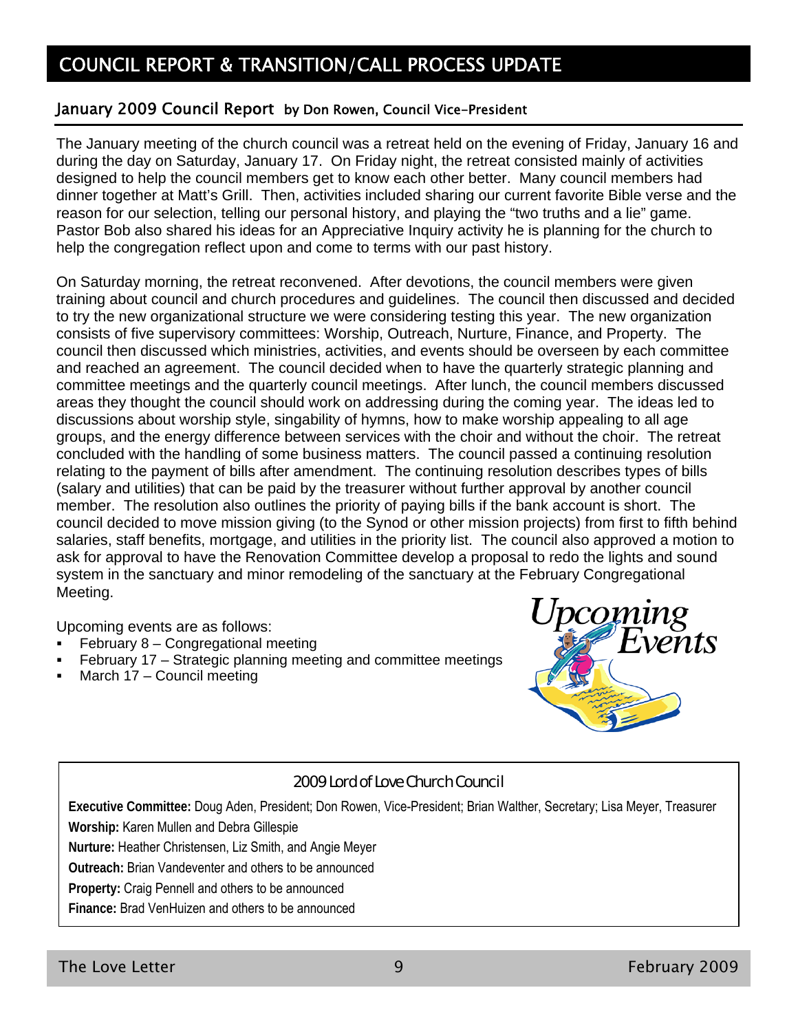# COUNCIL REPORT & TRANSITION/CALL PROCESS UPDATE

## January 2009 Council Report by Don Rowen, Council Vice-President

The January meeting of the church council was a retreat held on the evening of Friday, January 16 and during the day on Saturday, January 17. On Friday night, the retreat consisted mainly of activities designed to help the council members get to know each other better. Many council members had dinner together at Matt's Grill. Then, activities included sharing our current favorite Bible verse and the reason for our selection, telling our personal history, and playing the "two truths and a lie" game. Pastor Bob also shared his ideas for an Appreciative Inquiry activity he is planning for the church to help the congregation reflect upon and come to terms with our past history.

On Saturday morning, the retreat reconvened. After devotions, the council members were given training about council and church procedures and guidelines. The council then discussed and decided to try the new organizational structure we were considering testing this year. The new organization consists of five supervisory committees: Worship, Outreach, Nurture, Finance, and Property. The council then discussed which ministries, activities, and events should be overseen by each committee and reached an agreement. The council decided when to have the quarterly strategic planning and committee meetings and the quarterly council meetings. After lunch, the council members discussed areas they thought the council should work on addressing during the coming year. The ideas led to discussions about worship style, singability of hymns, how to make worship appealing to all age groups, and the energy difference between services with the choir and without the choir. The retreat concluded with the handling of some business matters. The council passed a continuing resolution relating to the payment of bills after amendment. The continuing resolution describes types of bills (salary and utilities) that can be paid by the treasurer without further approval by another council member. The resolution also outlines the priority of paying bills if the bank account is short. The council decided to move mission giving (to the Synod or other mission projects) from first to fifth behind salaries, staff benefits, mortgage, and utilities in the priority list. The council also approved a motion to ask for approval to have the Renovation Committee develop a proposal to redo the lights and sound system in the sanctuary and minor remodeling of the sanctuary at the February Congregational Meeting.

Upcoming events are as follows:

- February 8 – Congregational meeting
- February 17 – Strategic planning meeting and committee meetings
- March 17 – Council meeting

### 2009 Lord of Love Church Council

**Executive Committee:** Doug Aden, President; Don Rowen, Vice-President; Brian Walther, Secretary; Lisa Meyer, Treasurer

**Worship:** Karen Mullen and Debra Gillespie

**Nurture:** Heather Christensen, Liz Smith, and Angie Meyer

**Outreach:** Brian Vandeventer and others to be announced

**Property:** Craig Pennell and others to be announced

**Finance:** Brad VenHuizen and others to be announced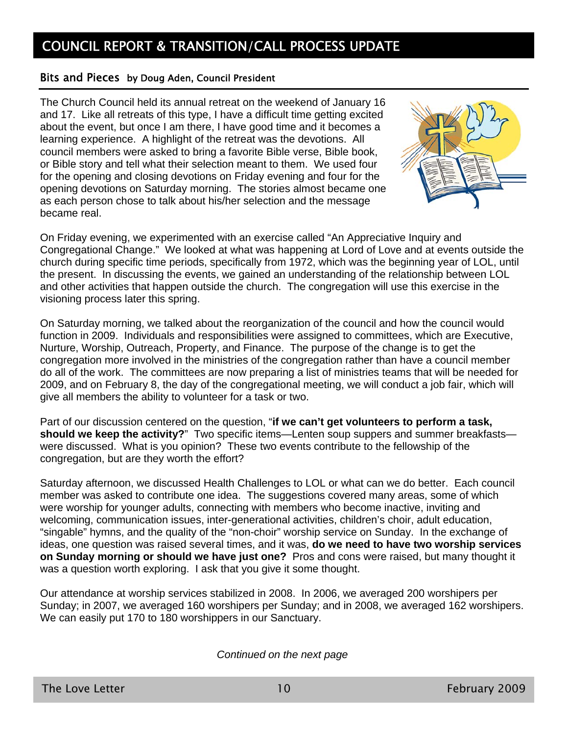# COUNCIL REPORT & TRANSITION/CALL PROCESS UPDATE

## Bits and Pieces by Doug Aden, Council President

The Church Council held its annual retreat on the weekend of January 16 and 17. Like all retreats of this type, I have a difficult time getting excited about the event, but once I am there, I have good time and it becomes a learning experience. A highlight of the retreat was the devotions. All council members were asked to bring a favorite Bible verse, Bible book, or Bible story and tell what their selection meant to them. We used four for the opening and closing devotions on Friday evening and four for the opening devotions on Saturday morning. The stories almost became one as each person chose to talk about his/her selection and the message became real.

On Friday evening, we experimented with an exercise called "An Appreciative Inquiry and Congregational Change." We looked at what was happening at Lord of Love and at events outside the church during specific time periods, specifically from 1972, which was the beginning year of LOL, until the present. In discussing the events, we gained an understanding of the relationship between LOL and other activities that happen outside the church. The congregation will use this exercise in the visioning process later this spring.

On Saturday morning, we talked about the reorganization of the council and how the council would function in 2009. Individuals and responsibilities were assigned to committees, which are Executive, Nurture, Worship, Outreach, Property, and Finance. The purpose of the change is to get the congregation more involved in the ministries of the congregation rather than have a council member do all of the work. The committees are now preparing a list of ministries teams that will be needed for 2009, and on February 8, the day of the congregational meeting, we will conduct a job fair, which will give all members the ability to volunteer for a task or two.

Part of our discussion centered on the question, "**if we can't get volunteers to perform a task, should we keep the activity?**" Two specific items—Lenten soup suppers and summer breakfasts—were discussed. What is you opinion? These two events contribute to the fellowship of the congregation, but are they worth the effort?

Saturday afternoon, we discussed Health Challenges to LOL or what can we do better. Each council member was asked to contribute one idea. The suggestions covered many areas, some of which were worship for younger adults, connecting with members who become inactive, inviting and welcoming, communication issues, inter-generational activities, children's choir, adult education, "singable" hymns, and the quality of the "non-choir" worship service on Sunday. In the exchange of ideas, one question was raised several times, and it was, **do we need to have two worship services on Sunday morning or should we have just one?** Pros and cons were raised, but many thought it was a question worth exploring. I ask that you give it some thought.

Our attendance at worship services stabilized in 2008. In 2006, we averaged 200 worshipers per Sunday; in 2007, we averaged 160 worshipers per Sunday; and in 2008, we averaged 162 worshipers. We can easily put 170 to 180 worshippers in our Sanctuary.

*Continued on the next page*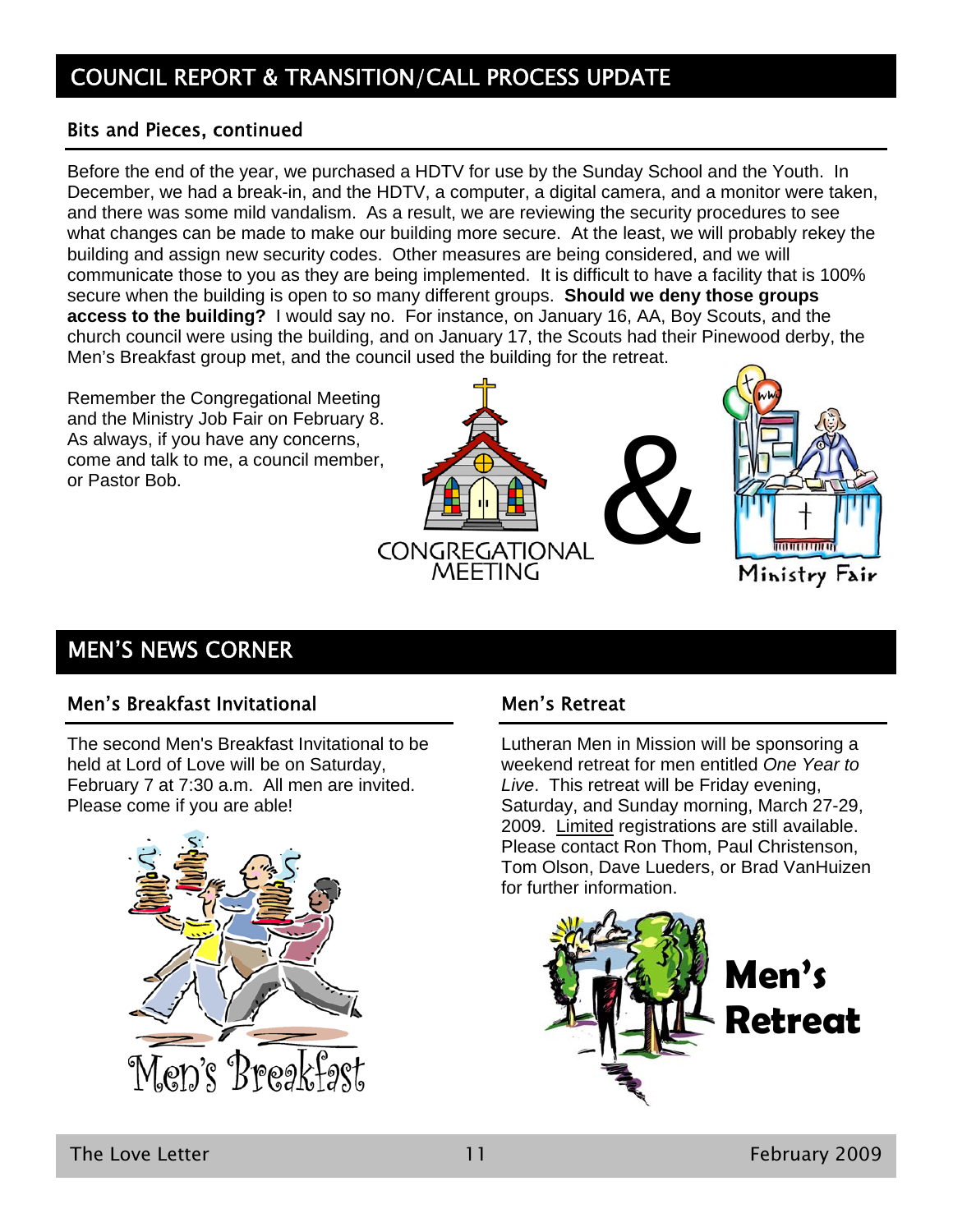## COUNCIL REPORT & TRANSITION/CALL PROCESS UPDATE

### Bits and Pieces, continued

Before the end of the year, we purchased a HDTV for use by the Sunday School and the Youth. In December, we had a break-in, and the HDTV, a computer, a digital camera, and a monitor were taken, and there was some mild vandalism. As a result, we are reviewing the security procedures to see what changes can be made to make our building more secure. At the least, we will probably rekey the building and assign new security codes. Other measures are being considered, and we will communicate those to you as they are being implemented. It is difficult to have a facility that is 100% secure when the building is open to so many different groups. **Should we deny those groups access to the building?** I would say no. For instance, on January 16, AA, Boy Scouts, and the church council were using the building, and on January 17, the Scouts had their Pinewood derby, the Men's Breakfast group met, and the council used the building for the retreat.

Remember the Congregational Meeting and the Ministry Job Fair on February 8. As always, if you have any concerns, come and talk to me, a council member, or Pastor Bob.

CONGREGATIONAL MEETING & Ministry Fair

## MEN'S NEWS CORNER

### Men's Breakfast Invitational

The second Men's Breakfast Invitational to be held at Lord of Love will be on Saturday, February 7 at 7:30 a.m. All men are invited. Please come if you are able!

Men's Breakfast

### Men's Retreat

Lutheran Men in Mission will be sponsoring a weekend retreat for men entitled *One Year to Live*. This retreat will be Friday evening, Saturday, and Sunday morning, March 27-29, 2009. Limited registrations are still available. Please contact Ron Thom, Paul Christenson, Tom Olson, Dave Lueders, or Brad VanHuizen for further information.

**Men's Retreat**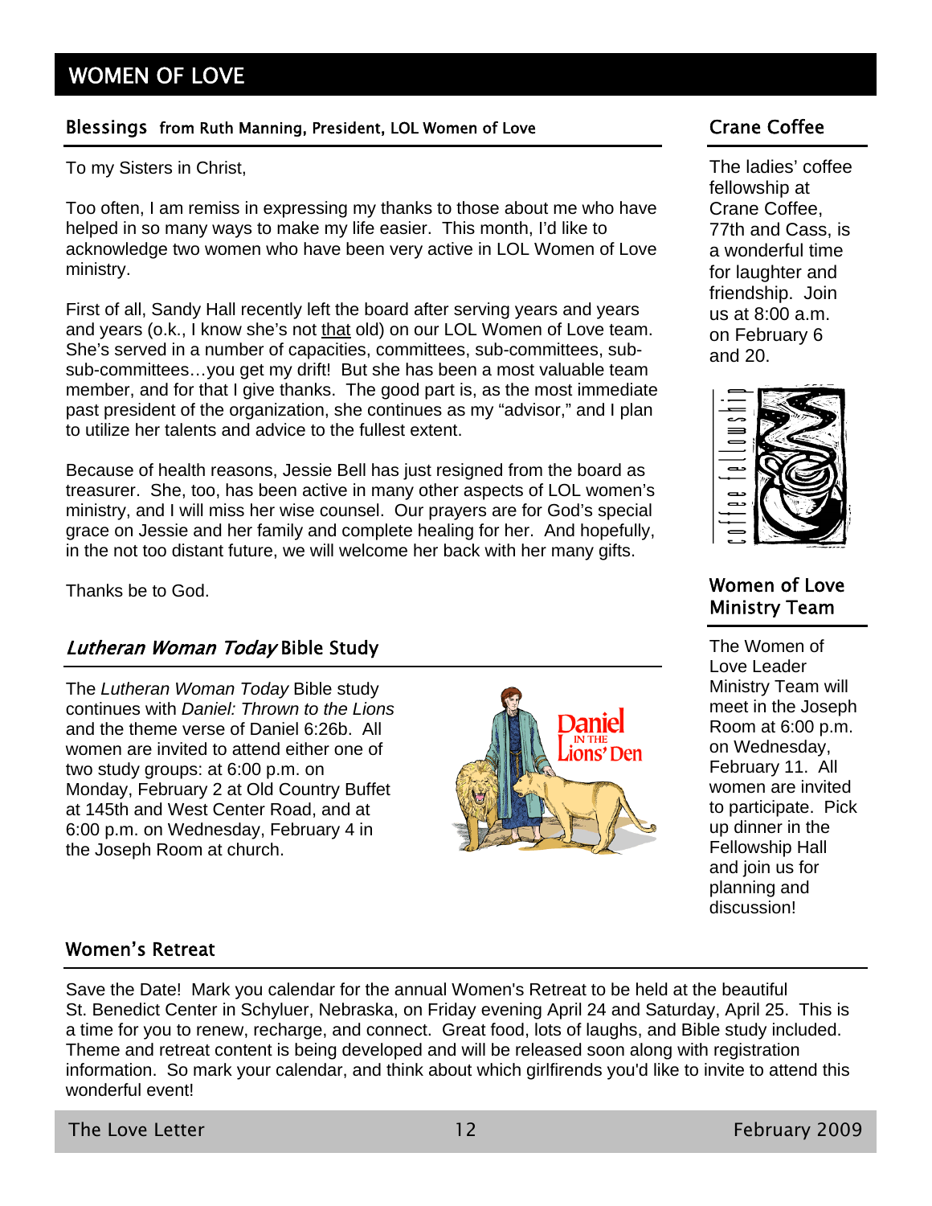# WOMEN OF LOVE

## Blessings from Ruth Manning, President, LOL Women of Love

To my Sisters in Christ,

Too often, I am remiss in expressing my thanks to those about me who have helped in so many ways to make my life easier. This month, I'd like to acknowledge two women who have been very active in LOL Women of Love ministry.

First of all, Sandy Hall recently left the board after serving years and years and years (o.k., I know she's not <u>that</u> old) on our LOL Women of Love team. She's served in a number of capacities, committees, sub-committees, sub-sub-committees…you get my drift! But she has been a most valuable team member, and for that I give thanks. The good part is, as the most immediate past president of the organization, she continues as my "advisor," and I plan to utilize her talents and advice to the fullest extent.

Because of health reasons, Jessie Bell has just resigned from the board as treasurer. She, too, has been active in many other aspects of LOL women's ministry, and I will miss her wise counsel. Our prayers are for God's special grace on Jessie and her family and complete healing for her. And hopefully, in the not too distant future, we will welcome her back with her many gifts.

Thanks be to God.

## *Lutheran Woman Today* Bible Study

The *Lutheran Woman Today* Bible study continues with *Daniel: Thrown to the Lions* and the theme verse of Daniel 6:26b. All women are invited to attend either one of two study groups: at 6:00 p.m. on Monday, February 2 at Old Country Buffet at 145th and West Center Road, and at 6:00 p.m. on Wednesday, February 4 in the Joseph Room at church.

## Crane Coffee

The ladies' coffee fellowship at Crane Coffee, 77th and Cass, is a wonderful time for laughter and friendship. Join us at 8:00 a.m. on February 6 and 20.

## Women of Love Ministry Team

The Women of Love Leader Ministry Team will meet in the Joseph Room at 6:00 p.m. on Wednesday, February 11. All women are invited to participate. Pick up dinner in the Fellowship Hall and join us for planning and discussion!

## Women's Retreat

Save the Date! Mark you calendar for the annual Women's Retreat to be held at the beautiful St. Benedict Center in Schyluer, Nebraska, on Friday evening April 24 and Saturday, April 25. This is a time for you to renew, recharge, and connect. Great food, lots of laughs, and Bible study included. Theme and retreat content is being developed and will be released soon along with registration information. So mark your calendar, and think about which girlfirends you'd like to invite to attend this wonderful event!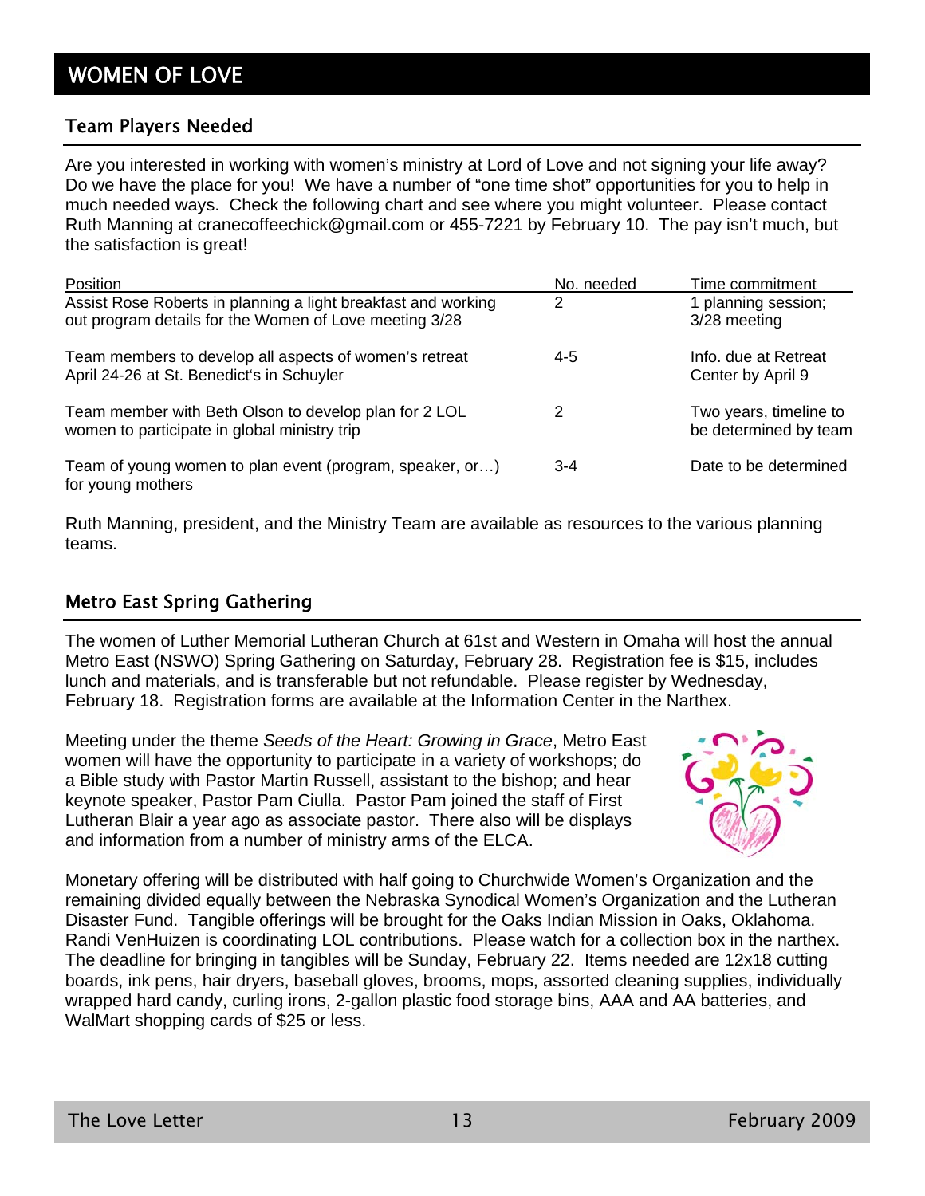# WOMEN OF LOVE

## Team Players Needed

Are you interested in working with women's ministry at Lord of Love and not signing your life away? Do we have the place for you! We have a number of "one time shot" opportunities for you to help in much needed ways. Check the following chart and see where you might volunteer. Please contact Ruth Manning at cranecoffeechick@gmail.com or 455-7221 by February 10. The pay isn't much, but the satisfaction is great!

| Position | No. needed | Time commitment |
|---|---|---|
| Assist Rose Roberts in planning a light breakfast and working out program details for the Women of Love meeting 3/28 | 2 | 1 planning session; 3/28 meeting |
| Team members to develop all aspects of women's retreat April 24-26 at St. Benedict's in Schuyler | 4-5 | Info. due at Retreat Center by April 9 |
| Team member with Beth Olson to develop plan for 2 LOL women to participate in global ministry trip | 2 | Two years, timeline to be determined by team |
| Team of young women to plan event (program, speaker, or…) for young mothers | 3-4 | Date to be determined |

Ruth Manning, president, and the Ministry Team are available as resources to the various planning teams.

## Metro East Spring Gathering

The women of Luther Memorial Lutheran Church at 61st and Western in Omaha will host the annual Metro East (NSWO) Spring Gathering on Saturday, February 28. Registration fee is $15, includes lunch and materials, and is transferable but not refundable. Please register by Wednesday, February 18. Registration forms are available at the Information Center in the Narthex.

Meeting under the theme *Seeds of the Heart: Growing in Grace*, Metro East women will have the opportunity to participate in a variety of workshops; do a Bible study with Pastor Martin Russell, assistant to the bishop; and hear keynote speaker, Pastor Pam Ciulla. Pastor Pam joined the staff of First Lutheran Blair a year ago as associate pastor. There also will be displays and information from a number of ministry arms of the ELCA.

Monetary offering will be distributed with half going to Churchwide Women's Organization and the remaining divided equally between the Nebraska Synodical Women's Organization and the Lutheran Disaster Fund. Tangible offerings will be brought for the Oaks Indian Mission in Oaks, Oklahoma. Randi VenHuizen is coordinating LOL contributions. Please watch for a collection box in the narthex. The deadline for bringing in tangibles will be Sunday, February 22. Items needed are 12x18 cutting boards, ink pens, hair dryers, baseball gloves, brooms, mops, assorted cleaning supplies, individually wrapped hard candy, curling irons, 2-gallon plastic food storage bins, AAA and AA batteries, and WalMart shopping cards of $25 or less.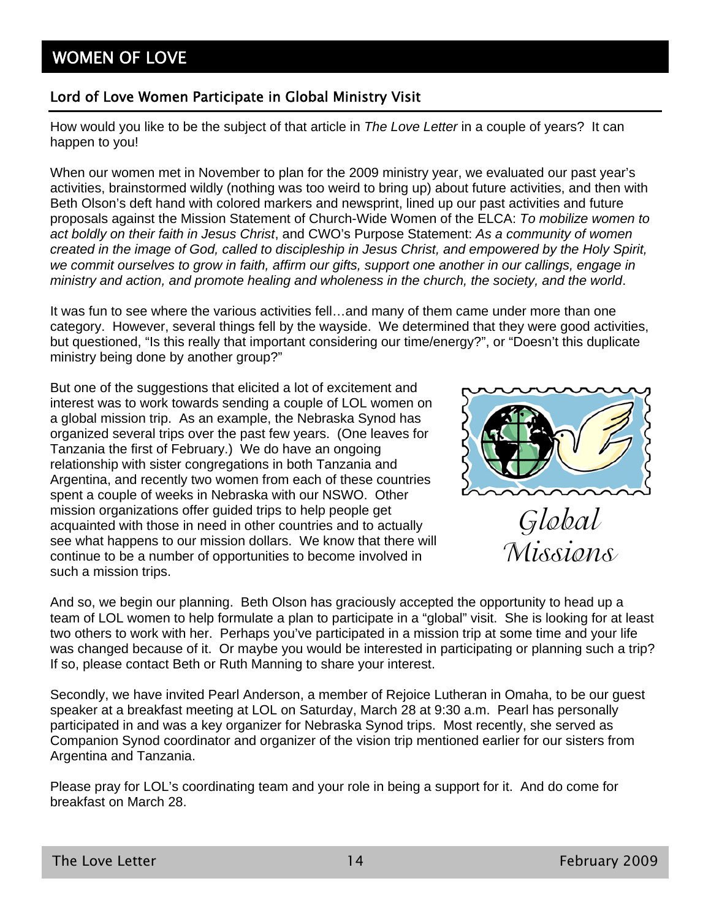# WOMEN OF LOVE

## Lord of Love Women Participate in Global Ministry Visit

How would you like to be the subject of that article in *The Love Letter* in a couple of years? It can happen to you!

When our women met in November to plan for the 2009 ministry year, we evaluated our past year's activities, brainstormed wildly (nothing was too weird to bring up) about future activities, and then with Beth Olson's deft hand with colored markers and newsprint, lined up our past activities and future proposals against the Mission Statement of Church-Wide Women of the ELCA: *To mobilize women to act boldly on their faith in Jesus Christ*, and CWO's Purpose Statement: *As a community of women created in the image of God, called to discipleship in Jesus Christ, and empowered by the Holy Spirit, we commit ourselves to grow in faith, affirm our gifts, support one another in our callings, engage in ministry and action, and promote healing and wholeness in the church, the society, and the world*.

It was fun to see where the various activities fell…and many of them came under more than one category. However, several things fell by the wayside. We determined that they were good activities, but questioned, "Is this really that important considering our time/energy?", or "Doesn't this duplicate ministry being done by another group?"

But one of the suggestions that elicited a lot of excitement and interest was to work towards sending a couple of LOL women on a global mission trip. As an example, the Nebraska Synod has organized several trips over the past few years. (One leaves for Tanzania the first of February.) We do have an ongoing relationship with sister congregations in both Tanzania and Argentina, and recently two women from each of these countries spent a couple of weeks in Nebraska with our NSWO. Other mission organizations offer guided trips to help people get acquainted with those in need in other countries and to actually see what happens to our mission dollars. We know that there will continue to be a number of opportunities to become involved in such a mission trips.

Global Missions

And so, we begin our planning. Beth Olson has graciously accepted the opportunity to head up a team of LOL women to help formulate a plan to participate in a "global" visit. She is looking for at least two others to work with her. Perhaps you've participated in a mission trip at some time and your life was changed because of it. Or maybe you would be interested in participating or planning such a trip? If so, please contact Beth or Ruth Manning to share your interest.

Secondly, we have invited Pearl Anderson, a member of Rejoice Lutheran in Omaha, to be our guest speaker at a breakfast meeting at LOL on Saturday, March 28 at 9:30 a.m. Pearl has personally participated in and was a key organizer for Nebraska Synod trips. Most recently, she served as Companion Synod coordinator and organizer of the vision trip mentioned earlier for our sisters from Argentina and Tanzania.

Please pray for LOL's coordinating team and your role in being a support for it. And do come for breakfast on March 28.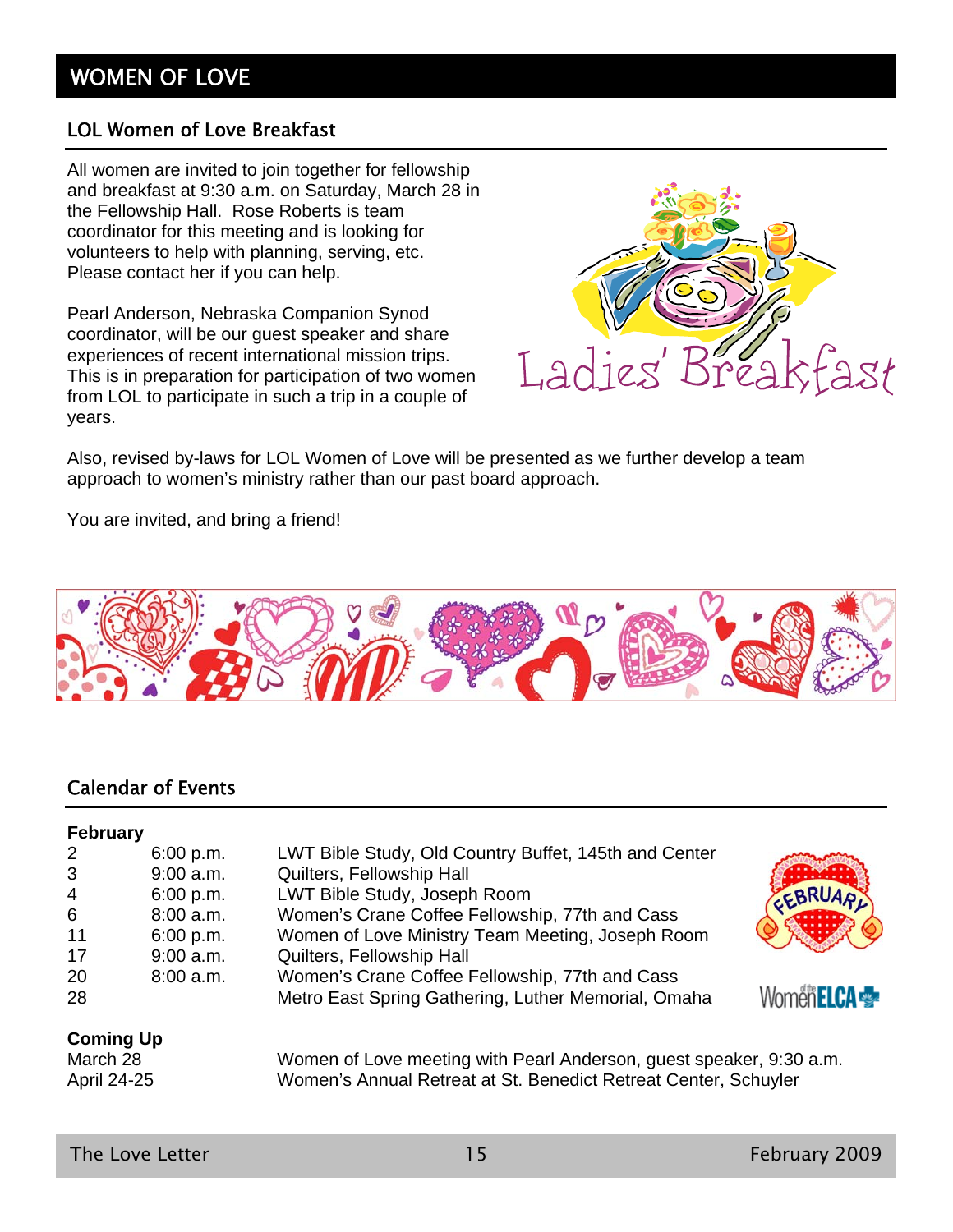# WOMEN OF LOVE

## LOL Women of Love Breakfast

All women are invited to join together for fellowship and breakfast at 9:30 a.m. on Saturday, March 28 in the Fellowship Hall. Rose Roberts is team coordinator for this meeting and is looking for volunteers to help with planning, serving, etc. Please contact her if you can help.

Pearl Anderson, Nebraska Companion Synod coordinator, will be our guest speaker and share experiences of recent international mission trips. This is in preparation for participation of two women from LOL to participate in such a trip in a couple of years.

Also, revised by-laws for LOL Women of Love will be presented as we further develop a team approach to women's ministry rather than our past board approach.

You are invited, and bring a friend!

## Calendar of Events

**February**

| | | |
|---|---|---|
| 2 | 6:00 p.m. | LWT Bible Study, Old Country Buffet, 145th and Center |
| 3 | 9:00 a.m. | Quilters, Fellowship Hall |
| 4 | 6:00 p.m. | LWT Bible Study, Joseph Room |
| 6 | 8:00 a.m. | Women's Crane Coffee Fellowship, 77th and Cass |
| 11 | 6:00 p.m. | Women of Love Ministry Team Meeting, Joseph Room |
| 17 | 9:00 a.m. | Quilters, Fellowship Hall |
| 20 | 8:00 a.m. | Women's Crane Coffee Fellowship, 77th and Cass |
| 28 | | Metro East Spring Gathering, Luther Memorial, Omaha |

**Coming Up**

| | |
|---|---|
| March 28 | Women of Love meeting with Pearl Anderson, guest speaker, 9:30 a.m. |
| April 24-25 | Women's Annual Retreat at St. Benedict Retreat Center, Schuyler |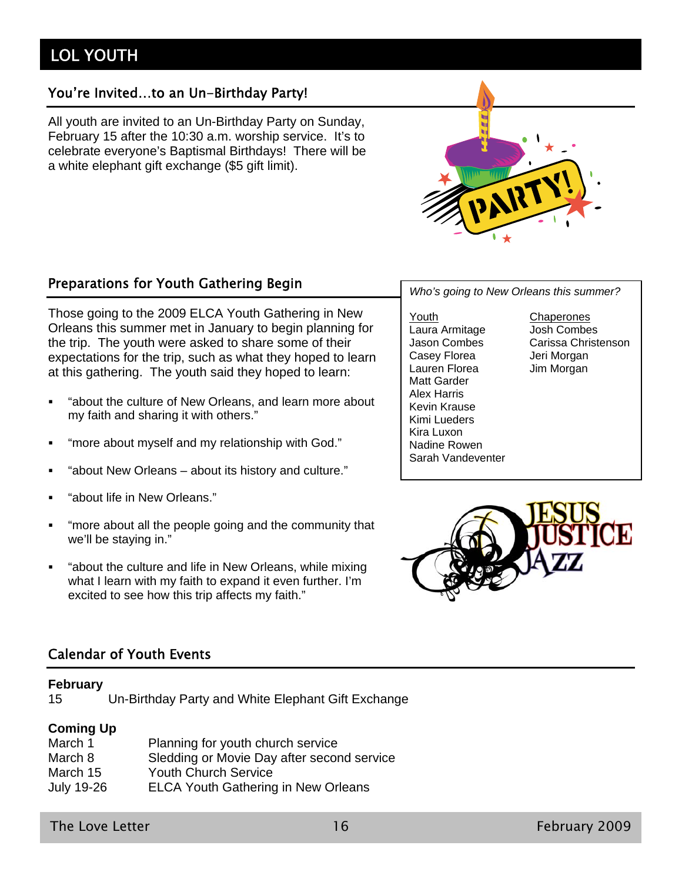# LOL YOUTH

## You're Invited…to an Un-Birthday Party!

All youth are invited to an Un-Birthday Party on Sunday, February 15 after the 10:30 a.m. worship service. It's to celebrate everyone's Baptismal Birthdays! There will be a white elephant gift exchange ($5 gift limit).

## Preparations for Youth Gathering Begin

Those going to the 2009 ELCA Youth Gathering in New Orleans this summer met in January to begin planning for the trip. The youth were asked to share some of their expectations for the trip, such as what they hoped to learn at this gathering. The youth said they hoped to learn:

- "about the culture of New Orleans, and learn more about my faith and sharing it with others."
- "more about myself and my relationship with God."
- "about New Orleans – about its history and culture."
- "about life in New Orleans."
- "more about all the people going and the community that we'll be staying in."
- "about the culture and life in New Orleans, while mixing what I learn with my faith to expand it even further. I'm excited to see how this trip affects my faith."

*Who's going to New Orleans this summer?*

| Youth | Chaperones |
|---|---|
| Laura Armitage | Josh Combes |
| Jason Combes | Carissa Christenson |
| Casey Florea | Jeri Morgan |
| Lauren Florea | Jim Morgan |
| Matt Garder | |
| Alex Harris | |
| Kevin Krause | |
| Kimi Lueders | |
| Kira Luxon | |
| Nadine Rowen | |
| Sarah Vandeventer | |

## Calendar of Youth Events

**February**

15 Un-Birthday Party and White Elephant Gift Exchange

**Coming Up**

March 1 Planning for youth church service
March 8 Sledding or Movie Day after second service
March 15 Youth Church Service
July 19-26 ELCA Youth Gathering in New Orleans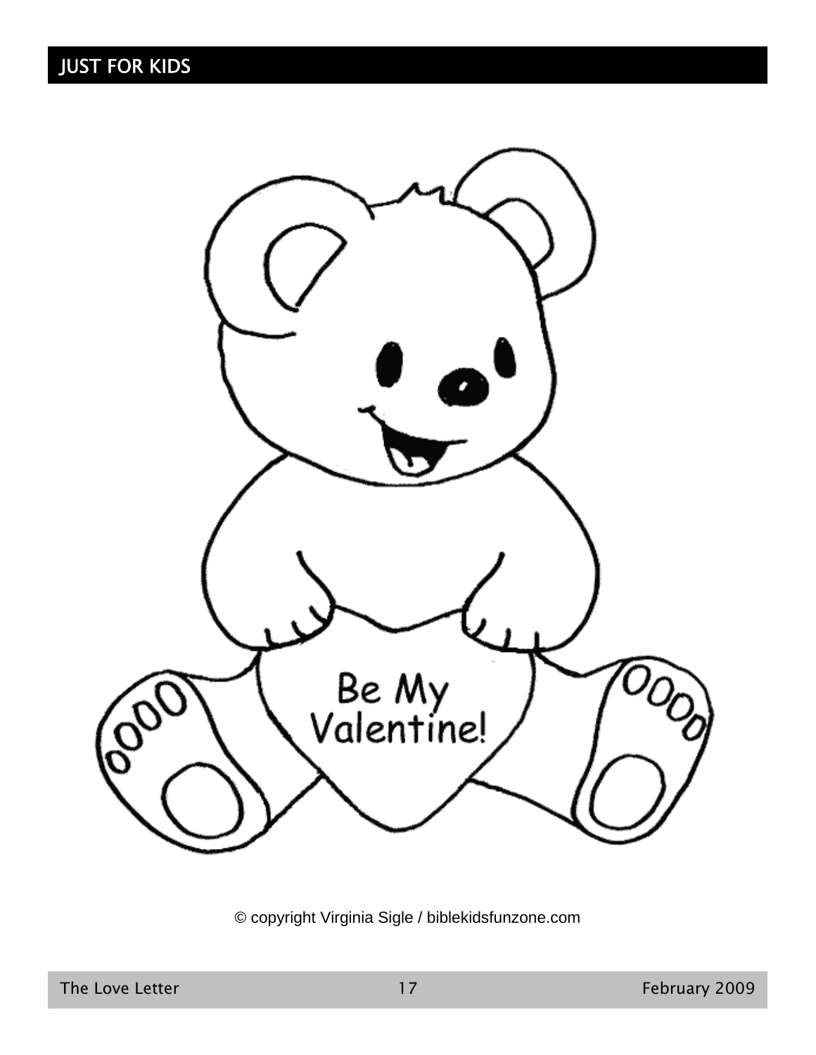## JUST FOR KIDS

Be My Valentine!

© copyright Virginia Sigle / biblekidsfunzone.com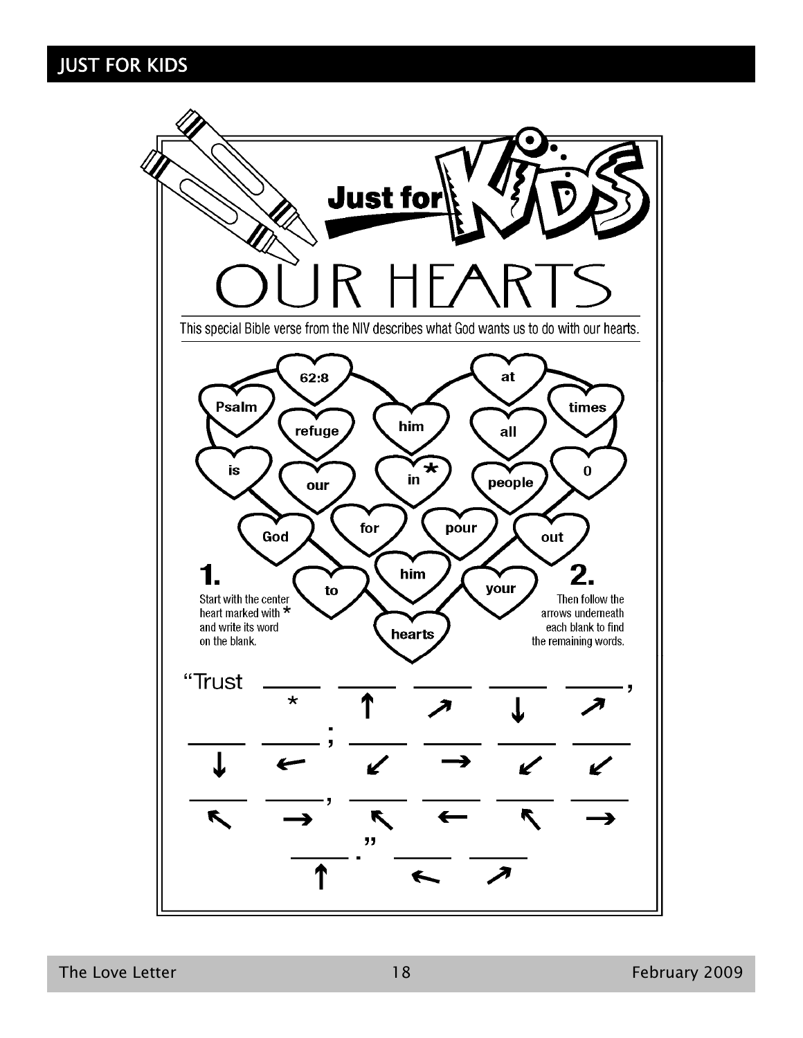# Just for Kids

## OUR HEARTS

This special Bible verse from the NIV describes what God wants us to do with our hearts.

Psalm · 62:8 · refuge · him · at · times · all · is · our · in * · people · O · God · for · pour · out · him · to · your · hearts

**1.** Start with the center heart marked with * and write its word on the blank.

**2.** Then follow the arrows underneath each blank to find the remaining words.

"Trust ____ ____ ____ ____ ____,
　　　 * 　 ↑ 　 ↗ 　 ↓ 　 ↗

____ ____; ____ ____ ____ ____
 ↓ 　 ← 　 ↙ 　 → 　 ↙ 　 ↙

____ ____, ____ ____ ____ ____
 ↖ 　 → 　 ↖ 　 ← 　 ↖ 　 →

____." ____ ____
 ↑ 　　 ← 　 ↗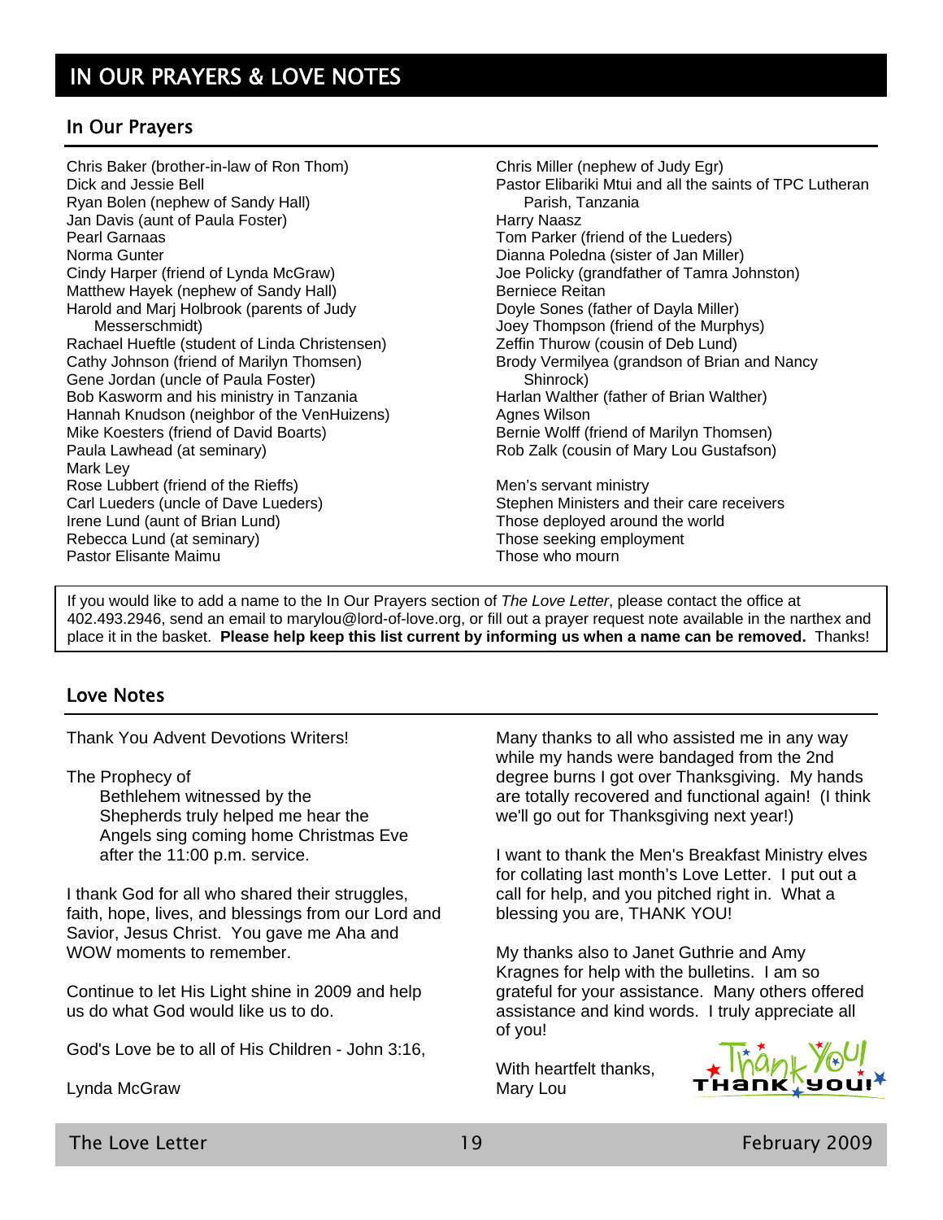# IN OUR PRAYERS & LOVE NOTES

## In Our Prayers

Chris Baker (brother-in-law of Ron Thom)
Dick and Jessie Bell
Ryan Bolen (nephew of Sandy Hall)
Jan Davis (aunt of Paula Foster)
Pearl Garnaas
Norma Gunter
Cindy Harper (friend of Lynda McGraw)
Matthew Hayek (nephew of Sandy Hall)
Harold and Marj Holbrook (parents of Judy Messerschmidt)
Rachael Hueftle (student of Linda Christensen)
Cathy Johnson (friend of Marilyn Thomsen)
Gene Jordan (uncle of Paula Foster)
Bob Kasworm and his ministry in Tanzania
Hannah Knudson (neighbor of the VenHuizens)
Mike Koesters (friend of David Boarts)
Paula Lawhead (at seminary)
Mark Ley
Rose Lubbert (friend of the Rieffs)
Carl Lueders (uncle of Dave Lueders)
Irene Lund (aunt of Brian Lund)
Rebecca Lund (at seminary)
Pastor Elisante Maimu
Chris Miller (nephew of Judy Egr)
Pastor Elibariki Mtui and all the saints of TPC Lutheran Parish, Tanzania
Harry Naasz
Tom Parker (friend of the Lueders)
Dianna Poledna (sister of Jan Miller)
Joe Policky (grandfather of Tamra Johnston)
Berniece Reitan
Doyle Sones (father of Dayla Miller)
Joey Thompson (friend of the Murphys)
Zeffin Thurow (cousin of Deb Lund)
Brody Vermilyea (grandson of Brian and Nancy Shinrock)
Harlan Walther (father of Brian Walther)
Agnes Wilson
Bernie Wolff (friend of Marilyn Thomsen)
Rob Zalk (cousin of Mary Lou Gustafson)

Men's servant ministry
Stephen Ministers and their care receivers
Those deployed around the world
Those seeking employment
Those who mourn

If you would like to add a name to the In Our Prayers section of *The Love Letter*, please contact the office at 402.493.2946, send an email to marylou@lord-of-love.org, or fill out a prayer request note available in the narthex and place it in the basket. **Please help keep this list current by informing us when a name can be removed.** Thanks!

## Love Notes

Thank You Advent Devotions Writers!

The Prophecy of
Bethlehem witnessed by the Shepherds truly helped me hear the Angels sing coming home Christmas Eve after the 11:00 p.m. service.

I thank God for all who shared their struggles, faith, hope, lives, and blessings from our Lord and Savior, Jesus Christ. You gave me Aha and WOW moments to remember.

Continue to let His Light shine in 2009 and help us do what God would like us to do.

God's Love be to all of His Children - John 3:16,

Lynda McGraw

Many thanks to all who assisted me in any way while my hands were bandaged from the 2nd degree burns I got over Thanksgiving. My hands are totally recovered and functional again! (I think we'll go out for Thanksgiving next year!)

I want to thank the Men's Breakfast Ministry elves for collating last month's Love Letter. I put out a call for help, and you pitched right in. What a blessing you are, THANK YOU!

My thanks also to Janet Guthrie and Amy Kragnes for help with the bulletins. I am so grateful for your assistance. Many others offered assistance and kind words. I truly appreciate all of you!

With heartfelt thanks,
Mary Lou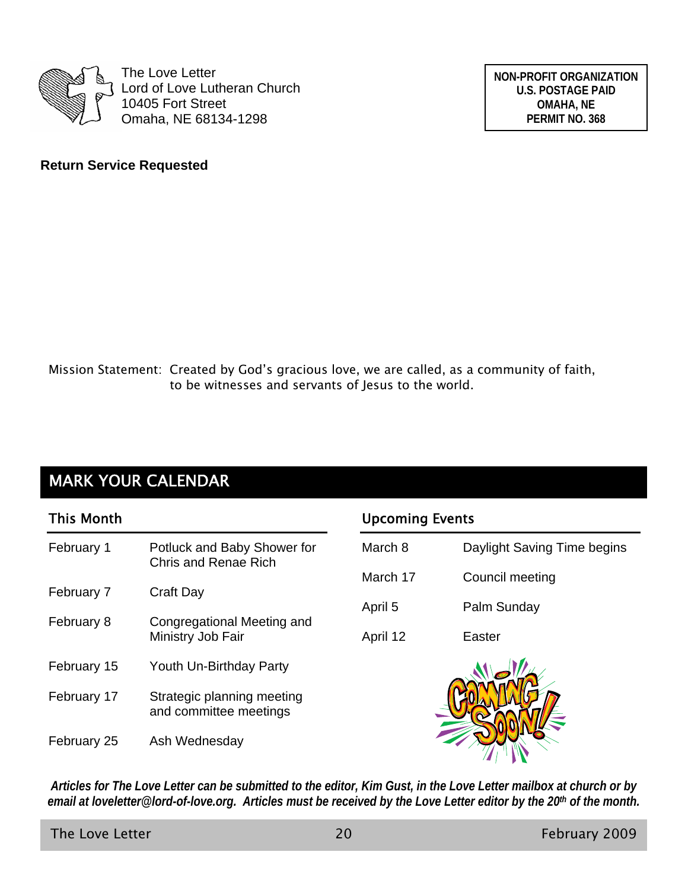The Love Letter
Lord of Love Lutheran Church
10405 Fort Street
Omaha, NE 68134-1298

**NON-PROFIT ORGANIZATION**
**U.S. POSTAGE PAID**
**OMAHA, NE**
**PERMIT NO. 368**

**Return Service Requested**

Mission Statement: Created by God's gracious love, we are called, as a community of faith, to be witnesses and servants of Jesus to the world.

## MARK YOUR CALENDAR

### This Month

| | |
|---|---|
| February 1 | Potluck and Baby Shower for Chris and Renae Rich |
| February 7 | Craft Day |
| February 8 | Congregational Meeting and Ministry Job Fair |
| February 15 | Youth Un-Birthday Party |
| February 17 | Strategic planning meeting and committee meetings |
| February 25 | Ash Wednesday |

### Upcoming Events

| | |
|---|---|
| March 8 | Daylight Saving Time begins |
| March 17 | Council meeting |
| April 5 | Palm Sunday |
| April 12 | Easter |

COMING SOON!

***Articles for The Love Letter can be submitted to the editor, Kim Gust, in the Love Letter mailbox at church or by email at loveletter@lord-of-love.org. Articles must be received by the Love Letter editor by the 20th of the month.***